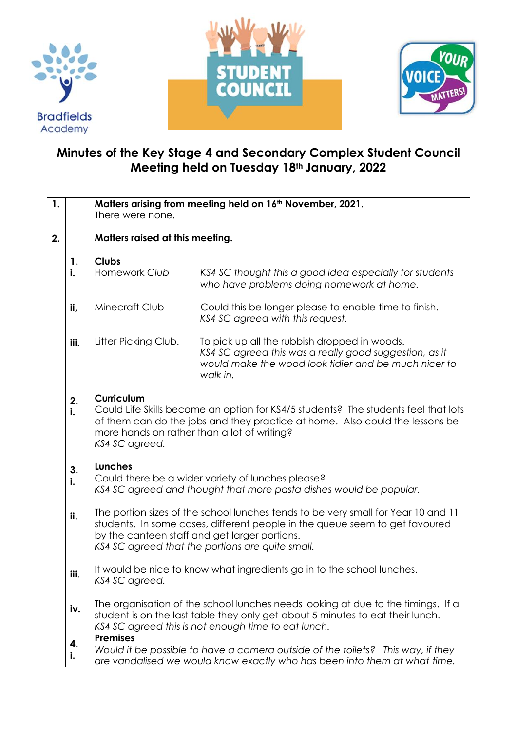Bradfields Academy

STUDENT COUNCIL

YOUR VOICE MATTERS!

# Minutes of the Key Stage 4 and Secondary Complex Student Council Meeting held on Tuesday 18th January, 2022

**1. Matters arising from meeting held on 16th November, 2021.**

There were none.

**2. Matters raised at this meeting.**

**1. Clubs**

| | | |
|---|---|---|
| i. | Homework Club | *KS4 SC thought this a good idea especially for students who have problems doing homework at home.* |
| ii, | Minecraft Club | Could this be longer please to enable time to finish. *KS4 SC agreed with this request.* |
| iii. | Litter Picking Club. | To pick up all the rubbish dropped in woods. *KS4 SC agreed this was a really good suggestion, as it would make the wood look tidier and be much nicer to walk in.* |

**2. Curriculum**

i. Could Life Skills become an option for KS4/5 students? The students feel that lots of them can do the jobs and they practice at home. Also could the lessons be more hands on rather than a lot of writing?
*KS4 SC agreed.*

**3. Lunches**

i. Could there be a wider variety of lunches please?
*KS4 SC agreed and thought that more pasta dishes would be popular.*

ii. The portion sizes of the school lunches tends to be very small for Year 10 and 11 students. In some cases, different people in the queue seem to get favoured by the canteen staff and get larger portions.
*KS4 SC agreed that the portions are quite small.*

iii. It would be nice to know what ingredients go in to the school lunches.
*KS4 SC agreed.*

iv. The organisation of the school lunches needs looking at due to the timings. If a student is on the last table they only get about 5 minutes to eat their lunch.
*KS4 SC agreed this is not enough time to eat lunch.*

**4. Premises**

i. *Would it be possible to have a camera outside of the toilets? This way, if they are vandalised we would know exactly who has been into them at what time.*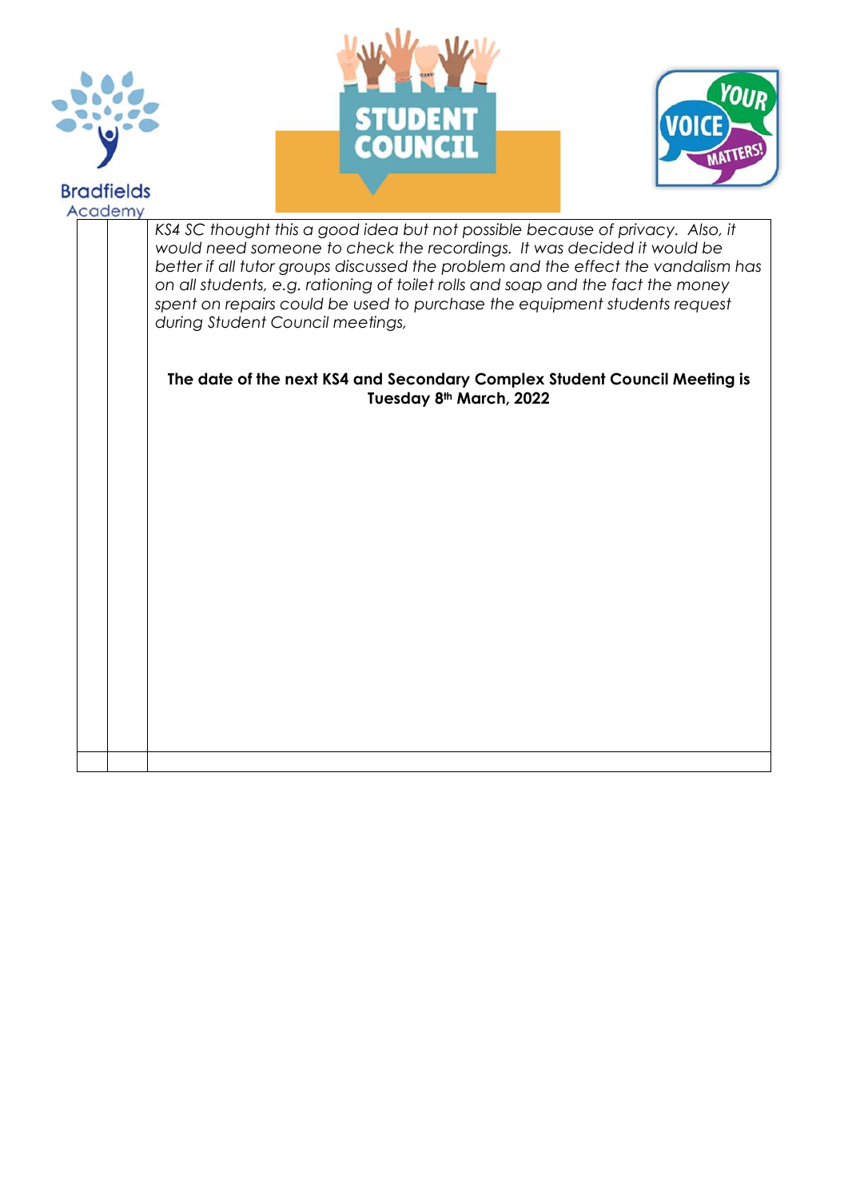| | | |
|---|---|---|
| | | *KS4 SC thought this a good idea but not possible because of privacy. Also, it would need someone to check the recordings. It was decided it would be better if all tutor groups discussed the problem and the effect the vandalism has on all students, e.g. rationing of toilet rolls and soap and the fact the money spent on repairs could be used to purchase the equipment students request during Student Council meetings,*<br><br>**The date of the next KS4 and Secondary Complex Student Council Meeting is Tuesday 8th March, 2022** |
| | | |